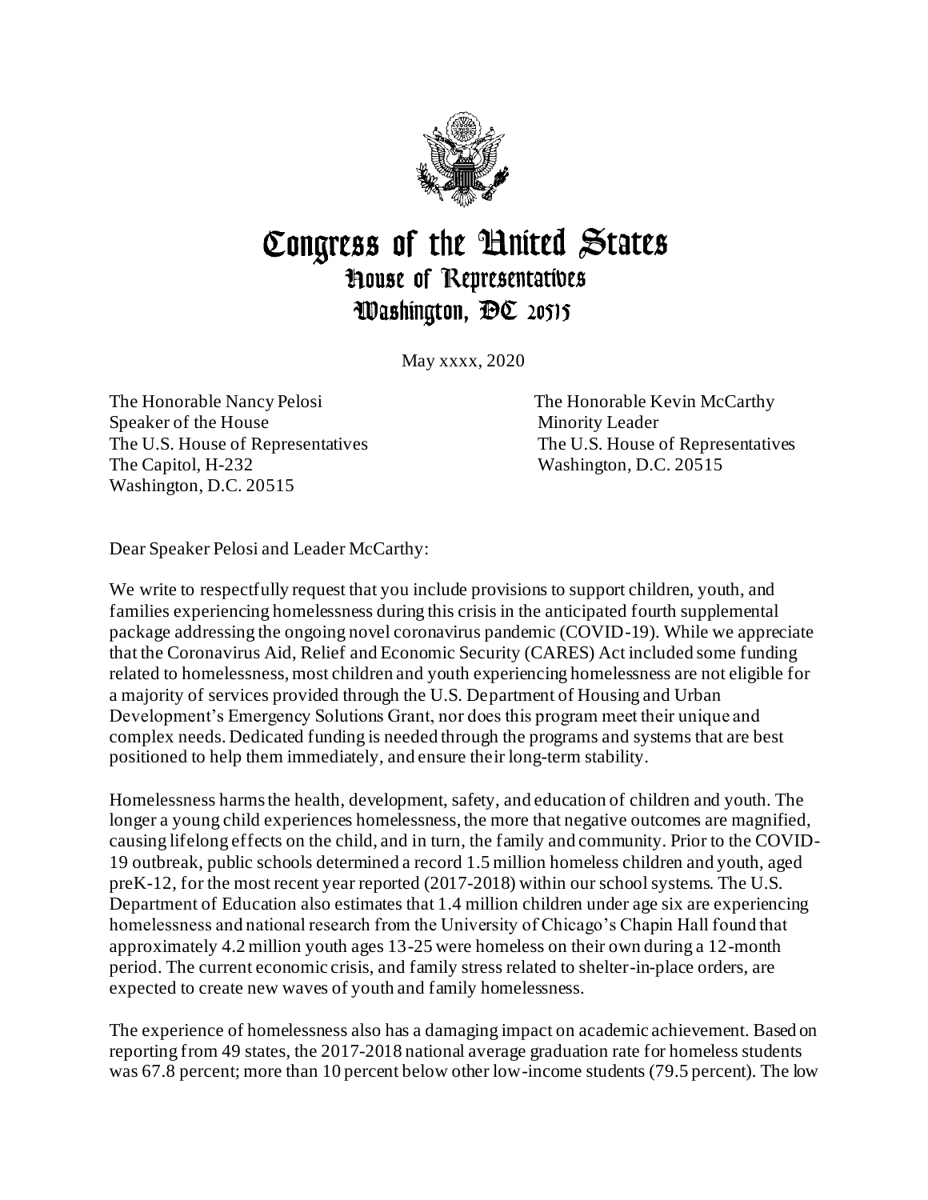# Congress of the United States
## House of Representatives
### Washington, DC 20515

May xxxx, 2020

The Honorable Nancy Pelosi
Speaker of the House
The U.S. House of Representatives
The Capitol, H-232
Washington, D.C. 20515

The Honorable Kevin McCarthy
Minority Leader
The U.S. House of Representatives
Washington, D.C. 20515

Dear Speaker Pelosi and Leader McCarthy:

We write to respectfully request that you include provisions to support children, youth, and families experiencing homelessness during this crisis in the anticipated fourth supplemental package addressing the ongoing novel coronavirus pandemic (COVID-19). While we appreciate that the Coronavirus Aid, Relief and Economic Security (CARES) Act included some funding related to homelessness, most children and youth experiencing homelessness are not eligible for a majority of services provided through the U.S. Department of Housing and Urban Development's Emergency Solutions Grant, nor does this program meet their unique and complex needs. Dedicated funding is needed through the programs and systems that are best positioned to help them immediately, and ensure their long-term stability.

Homelessness harms the health, development, safety, and education of children and youth. The longer a young child experiences homelessness, the more that negative outcomes are magnified, causing lifelong effects on the child, and in turn, the family and community. Prior to the COVID-19 outbreak, public schools determined a record 1.5 million homeless children and youth, aged preK-12, for the most recent year reported (2017-2018) within our school systems. The U.S. Department of Education also estimates that 1.4 million children under age six are experiencing homelessness and national research from the University of Chicago's Chapin Hall found that approximately 4.2 million youth ages 13-25 were homeless on their own during a 12-month period. The current economic crisis, and family stress related to shelter-in-place orders, are expected to create new waves of youth and family homelessness.

The experience of homelessness also has a damaging impact on academic achievement. Based on reporting from 49 states, the 2017-2018 national average graduation rate for homeless students was 67.8 percent; more than 10 percent below other low-income students (79.5 percent). The low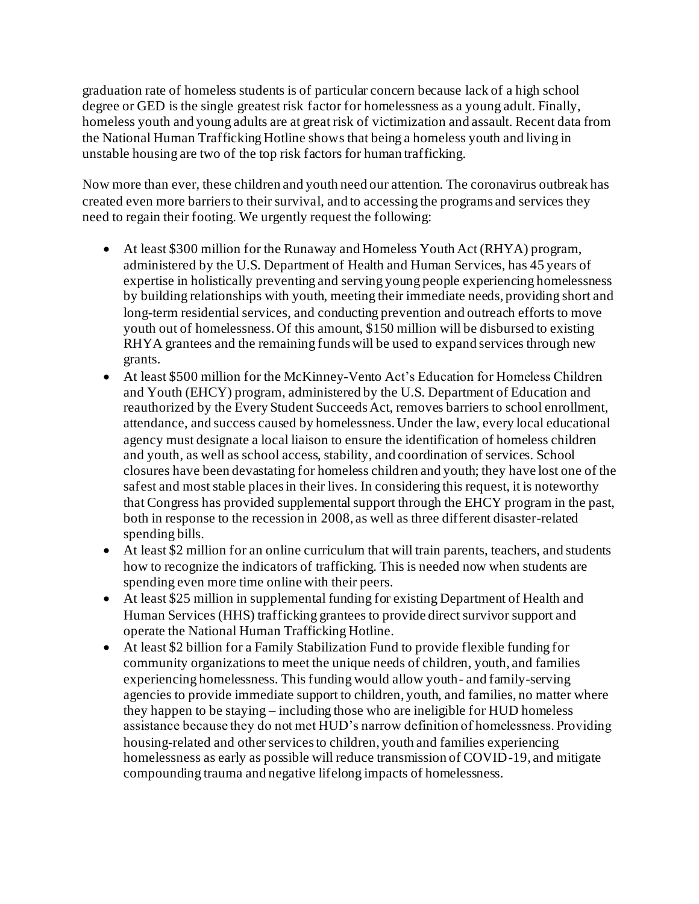graduation rate of homeless students is of particular concern because lack of a high school degree or GED is the single greatest risk factor for homelessness as a young adult. Finally, homeless youth and young adults are at great risk of victimization and assault. Recent data from the National Human Trafficking Hotline shows that being a homeless youth and living in unstable housing are two of the top risk factors for human trafficking.

Now more than ever, these children and youth need our attention. The coronavirus outbreak has created even more barriers to their survival, and to accessing the programs and services they need to regain their footing. We urgently request the following:

- At least $300 million for the Runaway and Homeless Youth Act (RHYA) program, administered by the U.S. Department of Health and Human Services, has 45 years of expertise in holistically preventing and serving young people experiencing homelessness by building relationships with youth, meeting their immediate needs, providing short and long-term residential services, and conducting prevention and outreach efforts to move youth out of homelessness. Of this amount, $150 million will be disbursed to existing RHYA grantees and the remaining funds will be used to expand services through new grants.
- At least $500 million for the McKinney-Vento Act's Education for Homeless Children and Youth (EHCY) program, administered by the U.S. Department of Education and reauthorized by the Every Student Succeeds Act, removes barriers to school enrollment, attendance, and success caused by homelessness. Under the law, every local educational agency must designate a local liaison to ensure the identification of homeless children and youth, as well as school access, stability, and coordination of services. School closures have been devastating for homeless children and youth; they have lost one of the safest and most stable places in their lives. In considering this request, it is noteworthy that Congress has provided supplemental support through the EHCY program in the past, both in response to the recession in 2008, as well as three different disaster-related spending bills.
- At least $2 million for an online curriculum that will train parents, teachers, and students how to recognize the indicators of trafficking. This is needed now when students are spending even more time online with their peers.
- At least $25 million in supplemental funding for existing Department of Health and Human Services (HHS) trafficking grantees to provide direct survivor support and operate the National Human Trafficking Hotline.
- At least $2 billion for a Family Stabilization Fund to provide flexible funding for community organizations to meet the unique needs of children, youth, and families experiencing homelessness. This funding would allow youth- and family-serving agencies to provide immediate support to children, youth, and families, no matter where they happen to be staying – including those who are ineligible for HUD homeless assistance because they do not met HUD's narrow definition of homelessness. Providing housing-related and other services to children, youth and families experiencing homelessness as early as possible will reduce transmission of COVID-19, and mitigate compounding trauma and negative lifelong impacts of homelessness.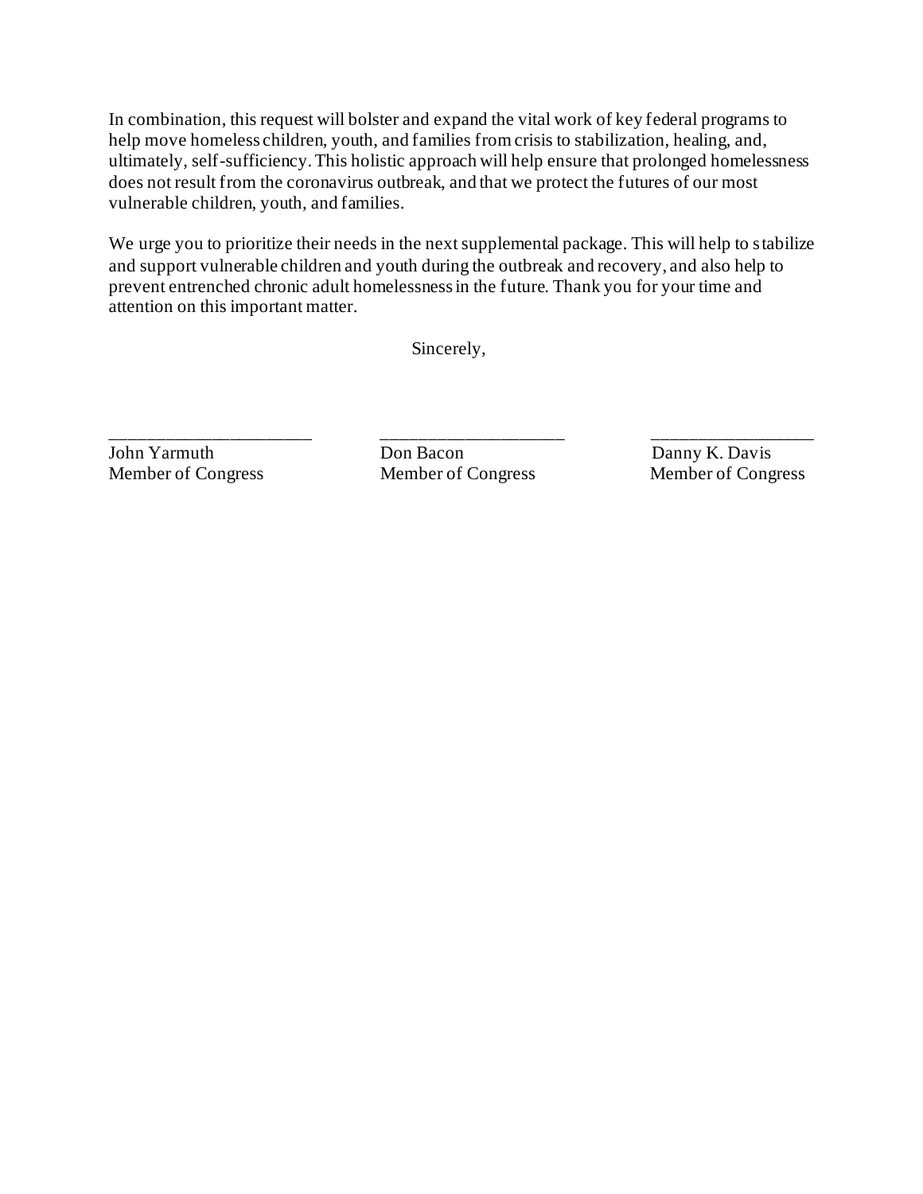In combination, this request will bolster and expand the vital work of key federal programs to help move homeless children, youth, and families from crisis to stabilization, healing, and, ultimately, self-sufficiency. This holistic approach will help ensure that prolonged homelessness does not result from the coronavirus outbreak, and that we protect the futures of our most vulnerable children, youth, and families.

We urge you to prioritize their needs in the next supplemental package. This will help to stabilize and support vulnerable children and youth during the outbreak and recovery, and also help to prevent entrenched chronic adult homelessness in the future. Thank you for your time and attention on this important matter.

Sincerely,

| | | |
|---|---|---|
| \_\_\_\_\_\_\_\_\_\_\_\_\_\_\_\_\_\_\_\_\_\_ | \_\_\_\_\_\_\_\_\_\_\_\_\_\_\_\_\_\_\_\_\_\_ | \_\_\_\_\_\_\_\_\_\_\_\_\_\_\_\_\_\_\_\_\_\_ |
| John Yarmuth | Don Bacon | Danny K. Davis |
| Member of Congress | Member of Congress | Member of Congress |